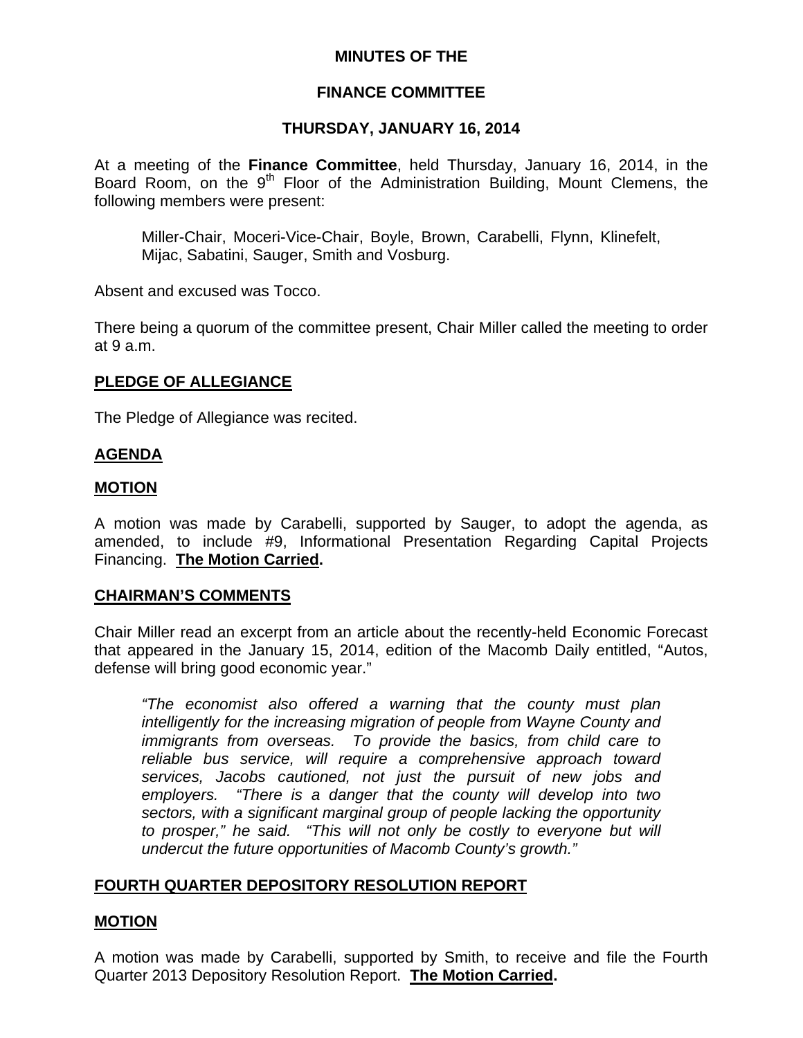**MINUTES OF THE**

**FINANCE COMMITTEE**

**THURSDAY, JANUARY 16, 2014**

At a meeting of the **Finance Committee**, held Thursday, January 16, 2014, in the Board Room, on the 9th Floor of the Administration Building, Mount Clemens, the following members were present:

Miller-Chair, Moceri-Vice-Chair, Boyle, Brown, Carabelli, Flynn, Klinefelt, Mijac, Sabatini, Sauger, Smith and Vosburg.

Absent and excused was Tocco.

There being a quorum of the committee present, Chair Miller called the meeting to order at 9 a.m.

**PLEDGE OF ALLEGIANCE**

The Pledge of Allegiance was recited.

**AGENDA**

**MOTION**

A motion was made by Carabelli, supported by Sauger, to adopt the agenda, as amended, to include #9, Informational Presentation Regarding Capital Projects Financing. **The Motion Carried.**

**CHAIRMAN'S COMMENTS**

Chair Miller read an excerpt from an article about the recently-held Economic Forecast that appeared in the January 15, 2014, edition of the Macomb Daily entitled, "Autos, defense will bring good economic year."

> *"The economist also offered a warning that the county must plan intelligently for the increasing migration of people from Wayne County and immigrants from overseas. To provide the basics, from child care to reliable bus service, will require a comprehensive approach toward services, Jacobs cautioned, not just the pursuit of new jobs and employers. "There is a danger that the county will develop into two sectors, with a significant marginal group of people lacking the opportunity to prosper," he said. "This will not only be costly to everyone but will undercut the future opportunities of Macomb County's growth."*

**FOURTH QUARTER DEPOSITORY RESOLUTION REPORT**

**MOTION**

A motion was made by Carabelli, supported by Smith, to receive and file the Fourth Quarter 2013 Depository Resolution Report. **The Motion Carried.**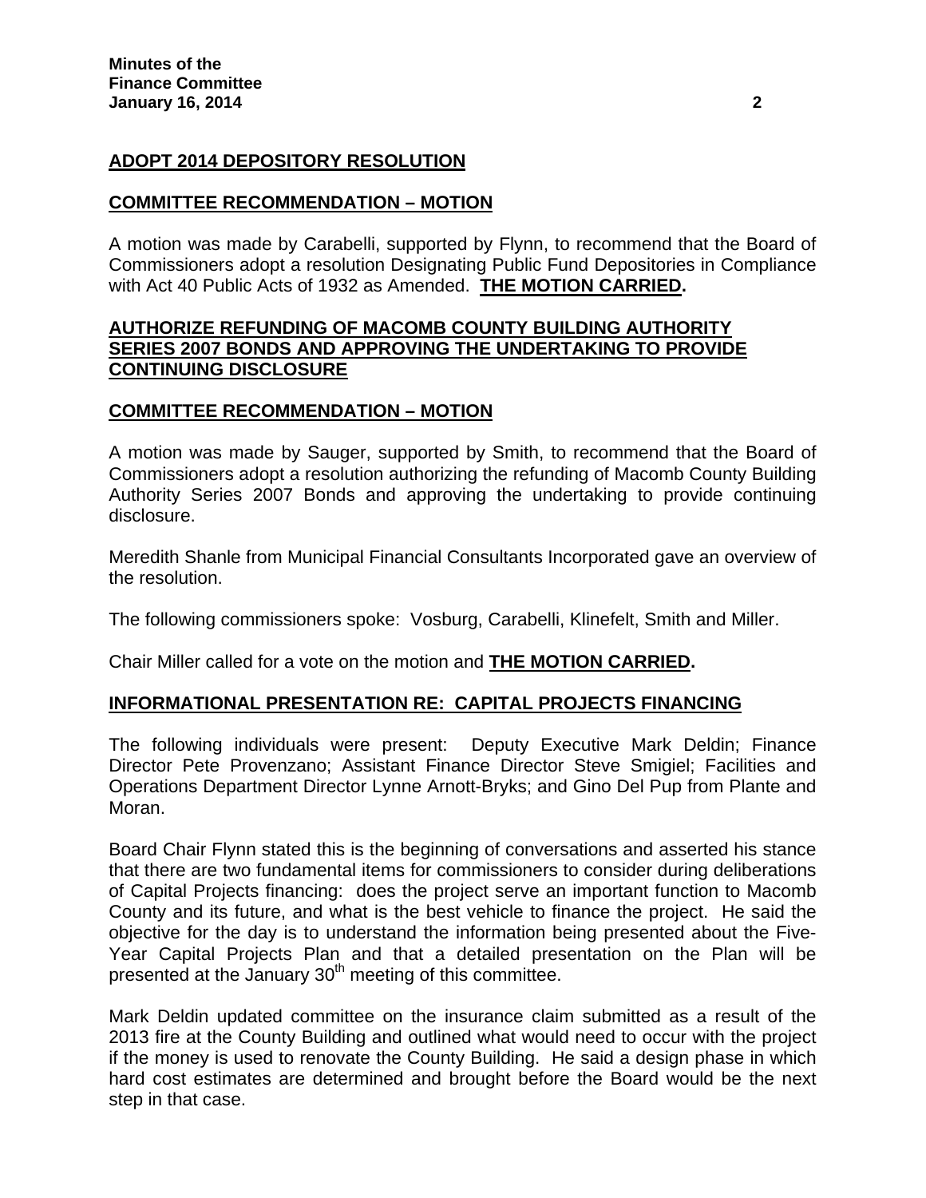**ADOPT 2014 DEPOSITORY RESOLUTION**

**COMMITTEE RECOMMENDATION – MOTION**

A motion was made by Carabelli, supported by Flynn, to recommend that the Board of Commissioners adopt a resolution Designating Public Fund Depositories in Compliance with Act 40 Public Acts of 1932 as Amended. **THE MOTION CARRIED.**

**AUTHORIZE REFUNDING OF MACOMB COUNTY BUILDING AUTHORITY SERIES 2007 BONDS AND APPROVING THE UNDERTAKING TO PROVIDE CONTINUING DISCLOSURE**

**COMMITTEE RECOMMENDATION – MOTION**

A motion was made by Sauger, supported by Smith, to recommend that the Board of Commissioners adopt a resolution authorizing the refunding of Macomb County Building Authority Series 2007 Bonds and approving the undertaking to provide continuing disclosure.

Meredith Shanle from Municipal Financial Consultants Incorporated gave an overview of the resolution.

The following commissioners spoke: Vosburg, Carabelli, Klinefelt, Smith and Miller.

Chair Miller called for a vote on the motion and **THE MOTION CARRIED.**

**INFORMATIONAL PRESENTATION RE: CAPITAL PROJECTS FINANCING**

The following individuals were present: Deputy Executive Mark Deldin; Finance Director Pete Provenzano; Assistant Finance Director Steve Smigiel; Facilities and Operations Department Director Lynne Arnott-Bryks; and Gino Del Pup from Plante and Moran.

Board Chair Flynn stated this is the beginning of conversations and asserted his stance that there are two fundamental items for commissioners to consider during deliberations of Capital Projects financing: does the project serve an important function to Macomb County and its future, and what is the best vehicle to finance the project. He said the objective for the day is to understand the information being presented about the Five-Year Capital Projects Plan and that a detailed presentation on the Plan will be presented at the January 30th meeting of this committee.

Mark Deldin updated committee on the insurance claim submitted as a result of the 2013 fire at the County Building and outlined what would need to occur with the project if the money is used to renovate the County Building. He said a design phase in which hard cost estimates are determined and brought before the Board would be the next step in that case.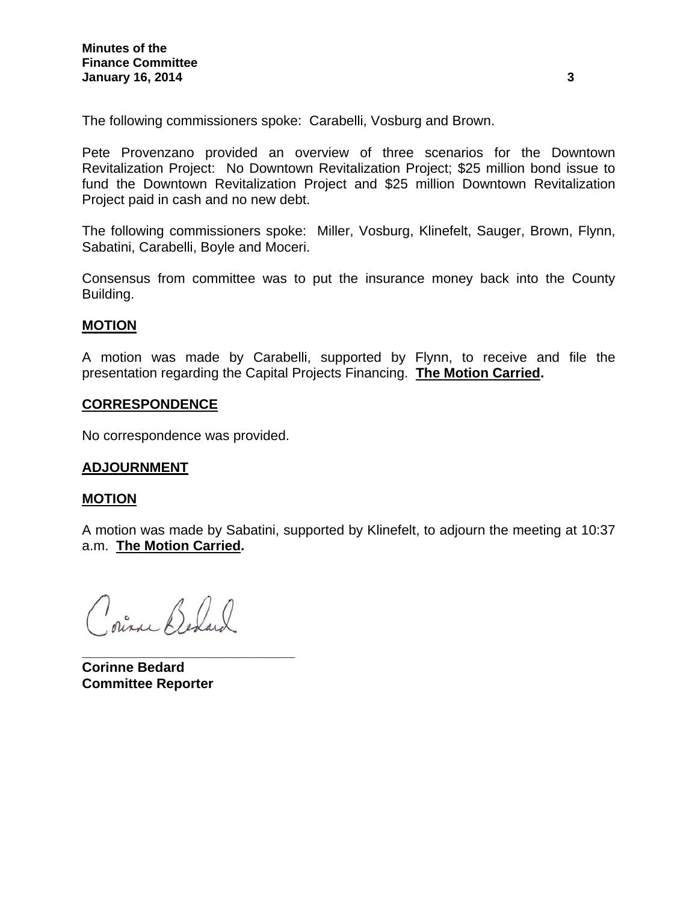The following commissioners spoke: Carabelli, Vosburg and Brown.

Pete Provenzano provided an overview of three scenarios for the Downtown Revitalization Project: No Downtown Revitalization Project; $25 million bond issue to fund the Downtown Revitalization Project and $25 million Downtown Revitalization Project paid in cash and no new debt.

The following commissioners spoke: Miller, Vosburg, Klinefelt, Sauger, Brown, Flynn, Sabatini, Carabelli, Boyle and Moceri.

Consensus from committee was to put the insurance money back into the County Building.

**MOTION**

A motion was made by Carabelli, supported by Flynn, to receive and file the presentation regarding the Capital Projects Financing. **The Motion Carried.**

**CORRESPONDENCE**

No correspondence was provided.

**ADJOURNMENT**

**MOTION**

A motion was made by Sabatini, supported by Klinefelt, to adjourn the meeting at 10:37 a.m. **The Motion Carried.**

Corinne Bedard

**Corinne Bedard**
**Committee Reporter**